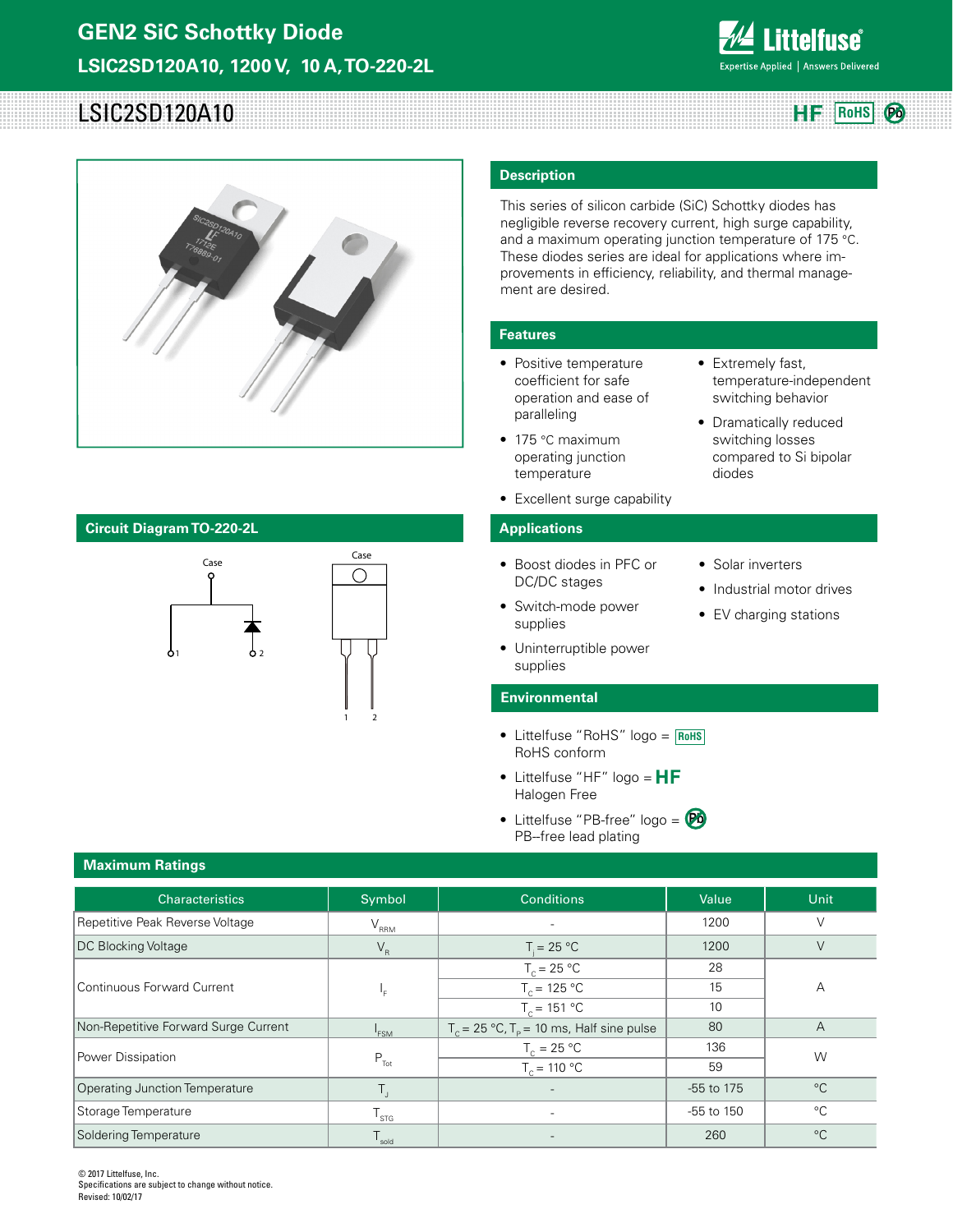# GEN2 SiC Schottky Diode

## LSIC2SD120A10, 1200 V, 10 A, TO-220-2L

# LSIC2SD120A10

HF RoHS Pb

## Description

This series of silicon carbide (SiC) Schottky diodes has negligible reverse recovery current, high surge capability, and a maximum operating junction temperature of 175 °C. These diodes series are ideal for applications where improvements in efficiency, reliability, and thermal management are desired.

## Features

- Positive temperature coefficient for safe operation and ease of paralleling
- 175 °C maximum operating junction temperature
- Excellent surge capability
- Extremely fast, temperature-independent switching behavior
- Dramatically reduced switching losses compared to Si bipolar diodes

## Circuit Diagram TO-220-2L

Case

1 2

## Applications

- Boost diodes in PFC or DC/DC stages
- Switch-mode power supplies
- Uninterruptible power supplies
- Solar inverters
- Industrial motor drives
- EV charging stations

## Environmental

- Littelfuse “RoHS” logo = RoHS conform
- Littelfuse “HF” logo = HF Halogen Free
- Littelfuse “PB-free” logo = PB--free lead plating

## Maximum Ratings

| Characteristics | Symbol | Conditions | Value | Unit |
|---|---|---|---|---|
| Repetitive Peak Reverse Voltage | $V_{RRM}$ | - | 1200 | V |
| DC Blocking Voltage | $V_R$ | $T_J$ = 25 °C | 1200 | V |
| Continuous Forward Current | $I_F$ | $T_C$ = 25 °C | 28 | A |
| | | $T_C$ = 125 °C | 15 | |
| | | $T_C$ = 151 °C | 10 | |
| Non-Repetitive Forward Surge Current | $I_{FSM}$ | $T_C$ = 25 °C, $T_P$ = 10 ms, Half sine pulse | 80 | A |
| Power Dissipation | $P_{Tot}$ | $T_C$ = 25 °C | 136 | W |
| | | $T_C$ = 110 °C | 59 | |
| Operating Junction Temperature | $T_J$ | - | -55 to 175 | °C |
| Storage Temperature | $T_{STG}$ | - | -55 to 150 | °C |
| Soldering Temperature | $T_{sold}$ | - | 260 | °C |

© 2017 Littelfuse, Inc.
Specifications are subject to change without notice.
Revised: 10/02/17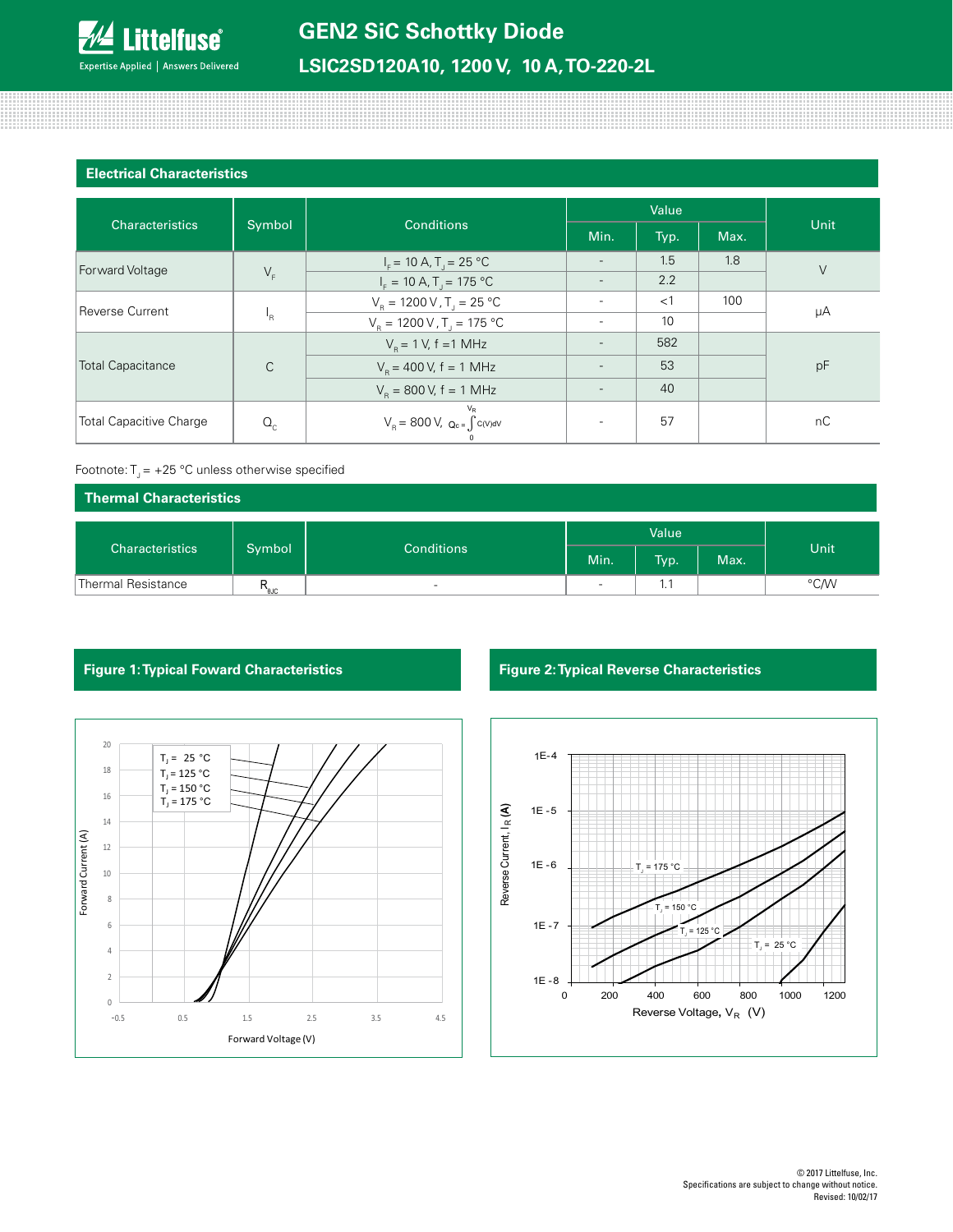# GEN2 SiC Schottky Diode

## LSIC2SD120A10, 1200 V, 10 A, TO-220-2L

### Electrical Characteristics

| Characteristics | Symbol | Conditions | Value | | | Unit |
|---|---|---|---|---|---|---|
| | | | Min. | Typ. | Max. | |
| Forward Voltage | $V_F$ | $I_F$ = 10 A, $T_J$ = 25 °C | - | 1.5 | 1.8 | V |
| | | $I_F$ = 10 A, $T_J$ = 175 °C | - | 2.2 | | |
| Reverse Current | $I_R$ | $V_R$ = 1200 V, $T_J$ = 25 °C | - | <1 | 100 | μA |
| | | $V_R$ = 1200 V, $T_J$ = 175 °C | - | 10 | | |
| Total Capacitance | C | $V_R$ = 1 V, f =1 MHz | - | 582 | | pF |
| | | $V_R$ = 400 V, f = 1 MHz | - | 53 | | |
| | | $V_R$ = 800 V, f = 1 MHz | - | 40 | | |
| Total Capacitive Charge | $Q_C$ | $V_R$ = 800 V, $Q_C = \int_0^{V_R} C(V)dV$ | - | 57 | | nC |

Footnote: $T_J$ = +25 °C unless otherwise specified

### Thermal Characteristics

| Characteristics | Symbol | Conditions | Value | | | Unit |
|---|---|---|---|---|---|---|
| | | | Min. | Typ. | Max. | |
| Thermal Resistance | $R_{\theta JC}$ | - | - | 1.1 | | °C/W |

### Figure 1: Typical Foward Characteristics

### Figure 2: Typical Reverse Characteristics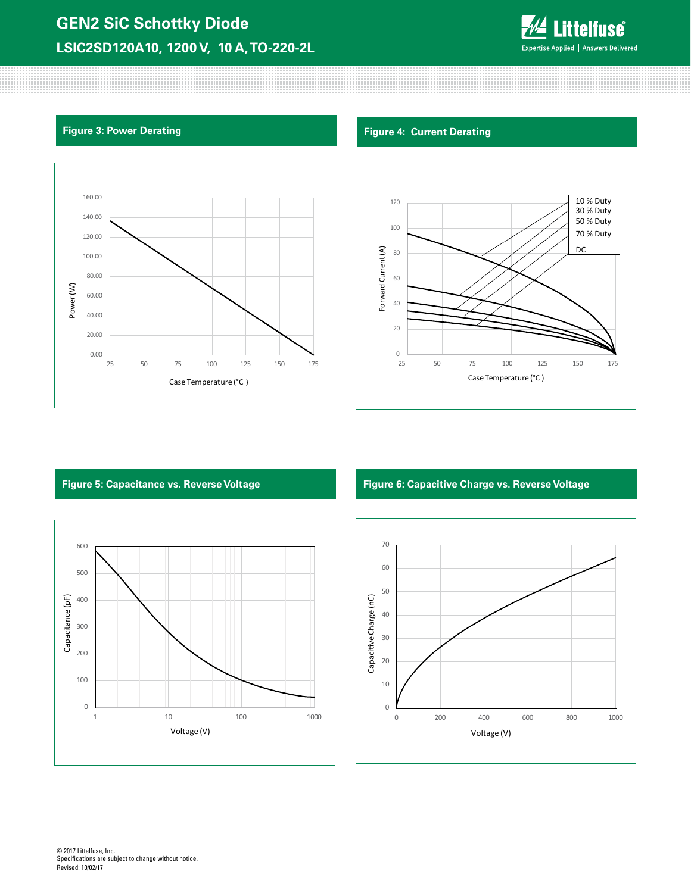## Figure 3: Power Derating

## Figure 4: Current Derating

## Figure 5: Capacitance vs. Reverse Voltage

## Figure 6: Capacitive Charge vs. Reverse Voltage

© 2017 Littelfuse, Inc.
Specifications are subject to change without notice.
Revised: 10/02/17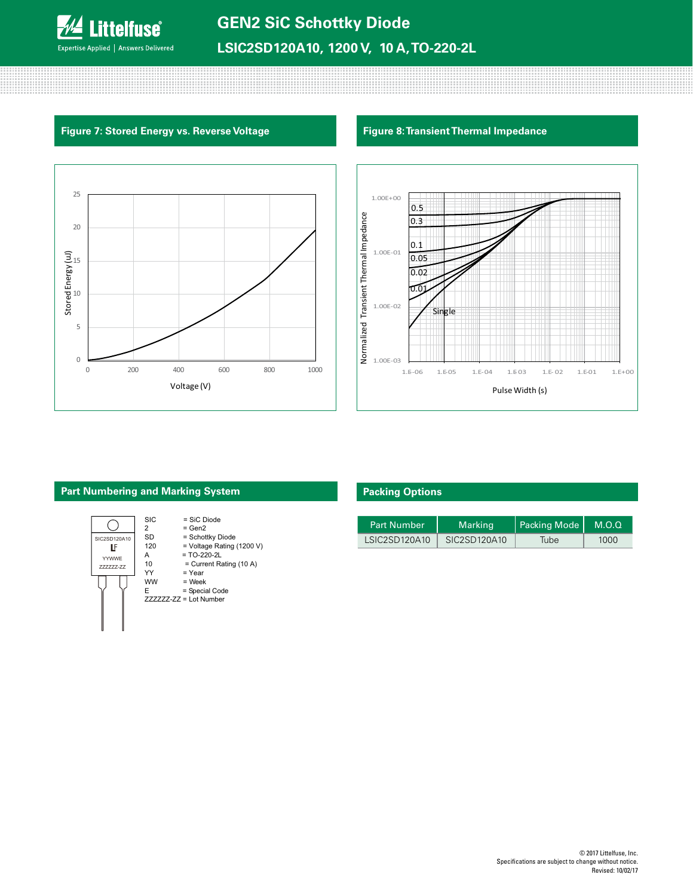## Figure 7: Stored Energy vs. Reverse Voltage

## Figure 8: Transient Thermal Impedance

## Part Numbering and Marking System

SIC2SD120A10
LF
YYWWE
ZZZZZZ-ZZ

| | |
|---|---|
| SIC | = SiC Diode |
| 2 | = Gen2 |
| SD | = Schottky Diode |
| 120 | = Voltage Rating (1200 V) |
| A | = TO-220-2L |
| 10 | = Current Rating (10 A) |
| YY | = Year |
| WW | = Week |
| E | = Special Code |
| ZZZZZZ-ZZ | = Lot Number |

## Packing Options

| Part Number | Marking | Packing Mode | M.O.Q |
|---|---|---|---|
| LSIC2SD120A10 | SIC2SD120A10 | Tube | 1000 |

© 2017 Littelfuse, Inc.
Specifications are subject to change without notice.
Revised: 10/02/17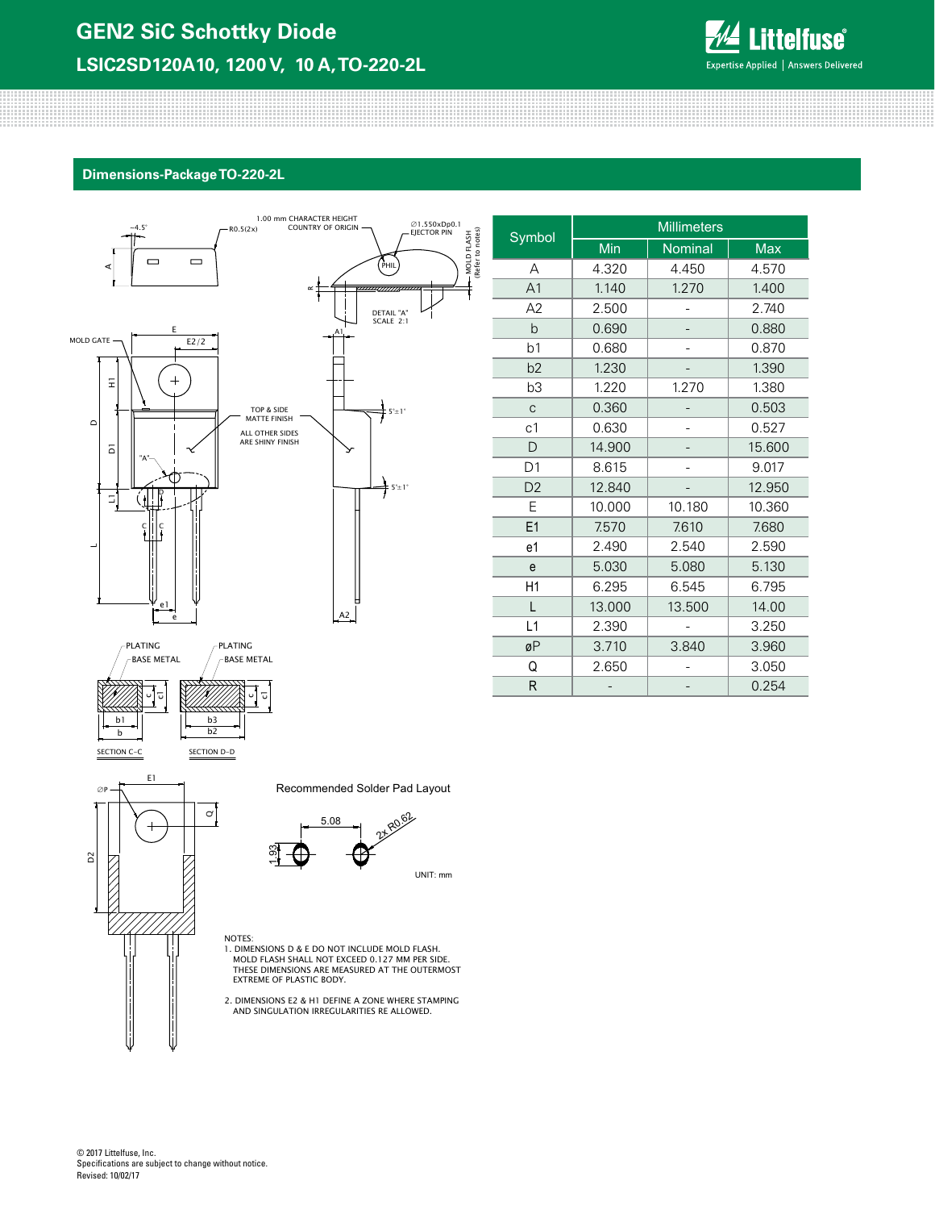## Dimensions-Package TO-220-2L

| Symbol | Millimeters | | |
|---|---|---|---|
| | Min | Nominal | Max |
| A | 4.320 | 4.450 | 4.570 |
| A1 | 1.140 | 1.270 | 1.400 |
| A2 | 2.500 | - | 2.740 |
| b | 0.690 | - | 0.880 |
| b1 | 0.680 | - | 0.870 |
| b2 | 1.230 | - | 1.390 |
| b3 | 1.220 | 1.270 | 1.380 |
| c | 0.360 | - | 0.503 |
| c1 | 0.630 | - | 0.527 |
| D | 14.900 | - | 15.600 |
| D1 | 8.615 | - | 9.017 |
| D2 | 12.840 | - | 12.950 |
| E | 10.000 | 10.180 | 10.360 |
| E1 | 7.570 | 7.610 | 7.680 |
| e1 | 2.490 | 2.540 | 2.590 |
| e | 5.030 | 5.080 | 5.130 |
| H1 | 6.295 | 6.545 | 6.795 |
| L | 13.000 | 13.500 | 14.00 |
| L1 | 2.390 | - | 3.250 |
| øP | 3.710 | 3.840 | 3.960 |
| Q | 2.650 | - | 3.050 |
| R | - | - | 0.254 |

Recommended Solder Pad Layout

UNIT: mm

NOTES:
1. DIMENSIONS D & E DO NOT INCLUDE MOLD FLASH. MOLD FLASH SHALL NOT EXCEED 0.127 MM PER SIDE. THESE DIMENSIONS ARE MEASURED AT THE OUTERMOST EXTREME OF PLASTIC BODY.
2. DIMENSIONS E2 & H1 DEFINE A ZONE WHERE STAMPING AND SINGULATION IRREGULARITIES RE ALLOWED.

© 2017 Littelfuse, Inc.
Specifications are subject to change without notice.
Revised: 10/02/17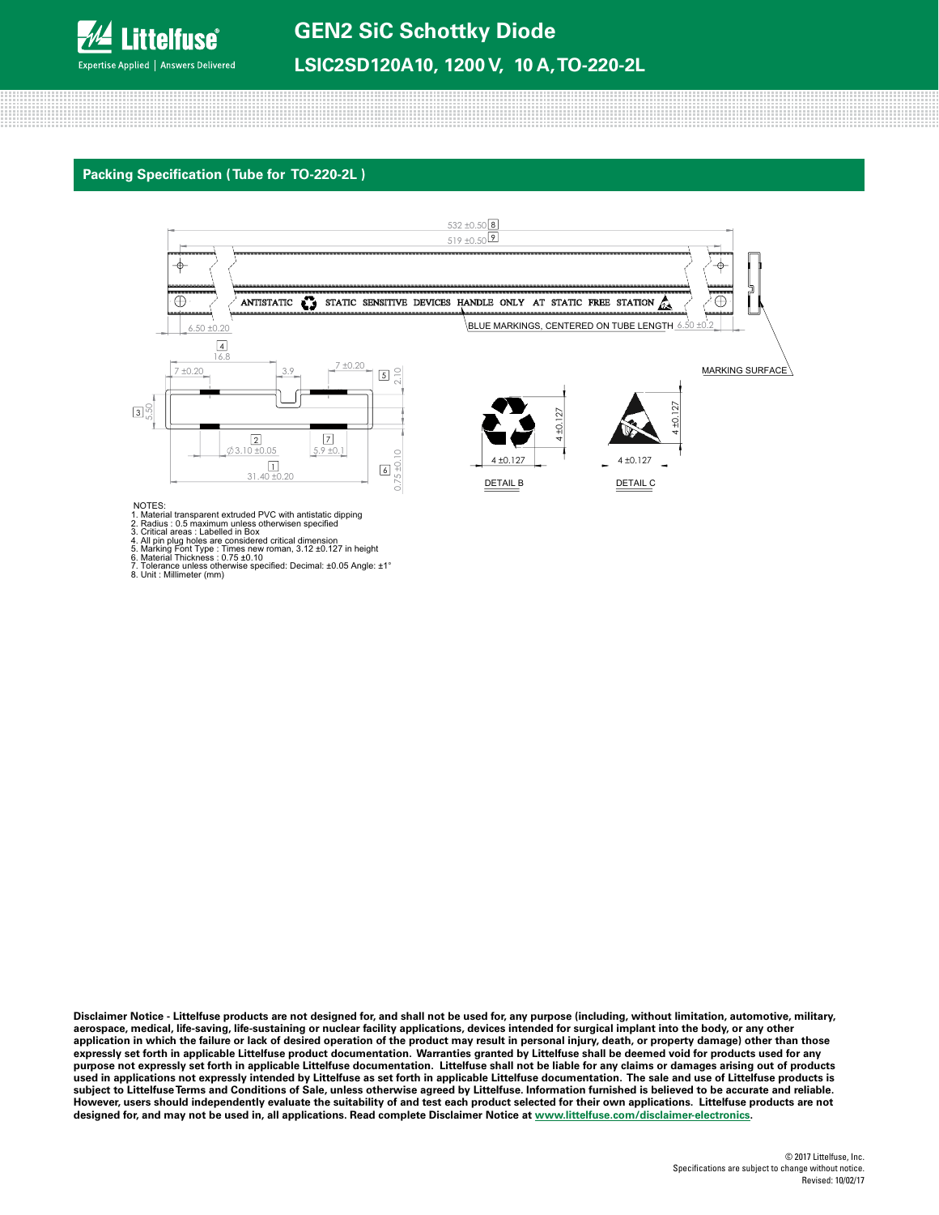## Packing Specification ( Tube for TO-220-2L )

532 ±0.50 8
519 ±0.50 9
ANTISTATIC STATIC SENSITIVE DEVICES HANDLE ONLY AT STATIC FREE STATION
6.50 ±0.20
BLUE MARKINGS, CENTERED ON TUBE LENGTH 6.50 ±0.2
MARKING SURFACE
4
16.8
7 ±0.20
3.9
7 ±0.20
5
2.10
3
5.50
2
∅3.10 ±0.05
7
5.9 ±0.1
1
31.40 ±0.20
6
0.75 ±0.10
4 ±0.127
4 ±0.127
DETAIL B
4 ±0.127
4 ±0.127
DETAIL C

NOTES:
1. Material transparent extruded PVC with antistatic dipping
2. Radius : 0.5 maximum unless otherwisen specified
3. Critical areas : Labelled in Box
4. All pin plug holes are considered critical dimension
5. Marking Font Type : Times new roman, 3.12 ±0.127 in height
6. Material Thickness : 0.75 ±0.10
7. Tolerance unless otherwise specified: Decimal: ±0.05 Angle: ±1°
8. Unit : Millimeter (mm)

**Disclaimer Notice - Littelfuse products are not designed for, and shall not be used for, any purpose (including, without limitation, automotive, military, aerospace, medical, life-saving, life-sustaining or nuclear facility applications, devices intended for surgical implant into the body, or any other application in which the failure or lack of desired operation of the product may result in personal injury, death, or property damage) other than those expressly set forth in applicable Littelfuse product documentation. Warranties granted by Littelfuse shall be deemed void for products used for any purpose not expressly set forth in applicable Littelfuse documentation. Littelfuse shall not be liable for any claims or damages arising out of products used in applications not expressly intended by Littelfuse as set forth in applicable Littelfuse documentation. The sale and use of Littelfuse products is subject to Littelfuse Terms and Conditions of Sale, unless otherwise agreed by Littelfuse. Information furnished is believed to be accurate and reliable. However, users should independently evaluate the suitability of and test each product selected for their own applications. Littelfuse products are not designed for, and may not be used in, all applications. Read complete Disclaimer Notice at www.littelfuse.com/disclaimer-electronics.**

© 2017 Littelfuse, Inc.
Specifications are subject to change without notice.
Revised: 10/02/17